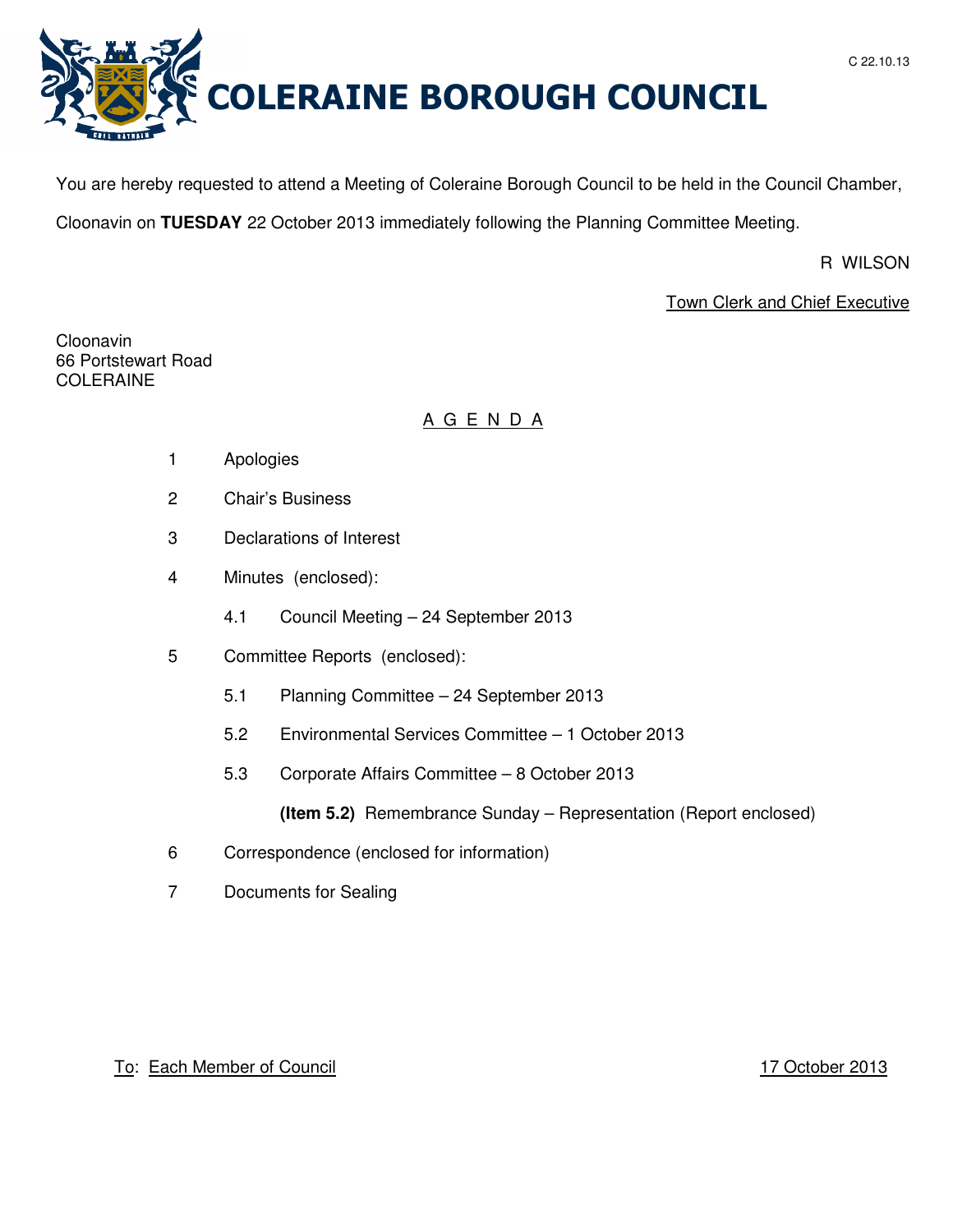C 22.10.13

# COLERAINE BOROUGH COUNCIL

You are hereby requested to attend a Meeting of Coleraine Borough Council to be held in the Council Chamber, Cloonavin on **TUESDAY** 22 October 2013 immediately following the Planning Committee Meeting.

R WILSON

Town Clerk and Chief Executive

Cloonavin
66 Portstewart Road
COLERAINE

## A G E N D A

1 Apologies

2 Chair's Business

3 Declarations of Interest

4 Minutes (enclosed):

 4.1 Council Meeting – 24 September 2013

5 Committee Reports (enclosed):

 5.1 Planning Committee – 24 September 2013

 5.2 Environmental Services Committee – 1 October 2013

 5.3 Corporate Affairs Committee – 8 October 2013

 **(Item 5.2)** Remembrance Sunday – Representation (Report enclosed)

6 Correspondence (enclosed for information)

7 Documents for Sealing

To: Each Member of Council

17 October 2013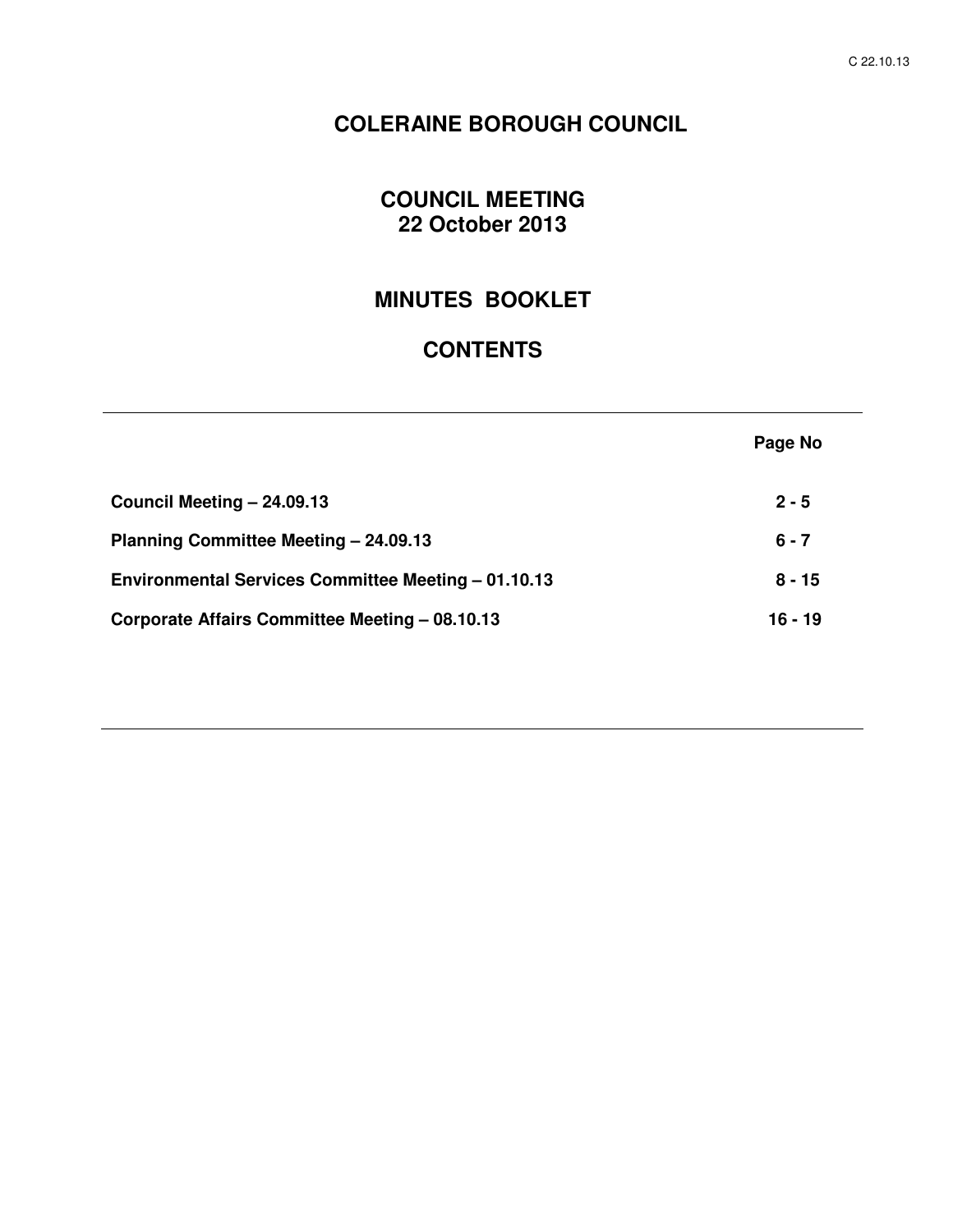# COLERAINE BOROUGH COUNCIL

## COUNCIL MEETING
## 22 October 2013

## MINUTES BOOKLET

## CONTENTS

| | Page No |
|---|---|
| **Council Meeting – 24.09.13** | **2 - 5** |
| **Planning Committee Meeting – 24.09.13** | **6 - 7** |
| **Environmental Services Committee Meeting – 01.10.13** | **8 - 15** |
| **Corporate Affairs Committee Meeting – 08.10.13** | **16 - 19** |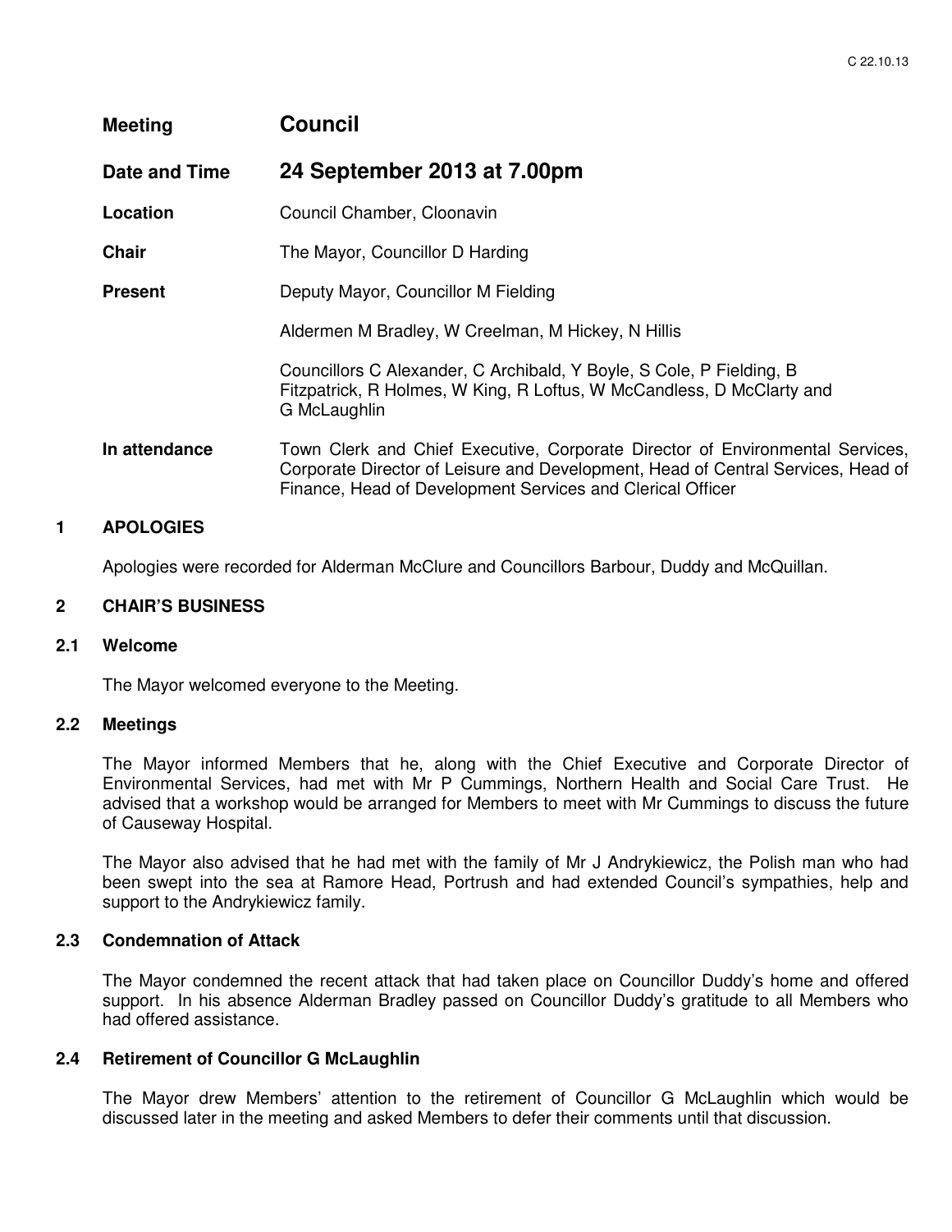| **Meeting** | **Council** |
|---|---|
| **Date and Time** | **24 September 2013 at 7.00pm** |
| **Location** | Council Chamber, Cloonavin |
| **Chair** | The Mayor, Councillor D Harding |
| **Present** | Deputy Mayor, Councillor M Fielding<br><br>Aldermen M Bradley, W Creelman, M Hickey, N Hillis<br><br>Councillors C Alexander, C Archibald, Y Boyle, S Cole, P Fielding, B Fitzpatrick, R Holmes, W King, R Loftus, W McCandless, D McClarty and G McLaughlin |
| **In attendance** | Town Clerk and Chief Executive, Corporate Director of Environmental Services, Corporate Director of Leisure and Development, Head of Central Services, Head of Finance, Head of Development Services and Clerical Officer |

## 1 APOLOGIES

Apologies were recorded for Alderman McClure and Councillors Barbour, Duddy and McQuillan.

## 2 CHAIR'S BUSINESS

### 2.1 Welcome

The Mayor welcomed everyone to the Meeting.

### 2.2 Meetings

The Mayor informed Members that he, along with the Chief Executive and Corporate Director of Environmental Services, had met with Mr P Cummings, Northern Health and Social Care Trust. He advised that a workshop would be arranged for Members to meet with Mr Cummings to discuss the future of Causeway Hospital.

The Mayor also advised that he had met with the family of Mr J Andrykiewicz, the Polish man who had been swept into the sea at Ramore Head, Portrush and had extended Council's sympathies, help and support to the Andrykiewicz family.

### 2.3 Condemnation of Attack

The Mayor condemned the recent attack that had taken place on Councillor Duddy's home and offered support. In his absence Alderman Bradley passed on Councillor Duddy's gratitude to all Members who had offered assistance.

### 2.4 Retirement of Councillor G McLaughlin

The Mayor drew Members' attention to the retirement of Councillor G McLaughlin which would be discussed later in the meeting and asked Members to defer their comments until that discussion.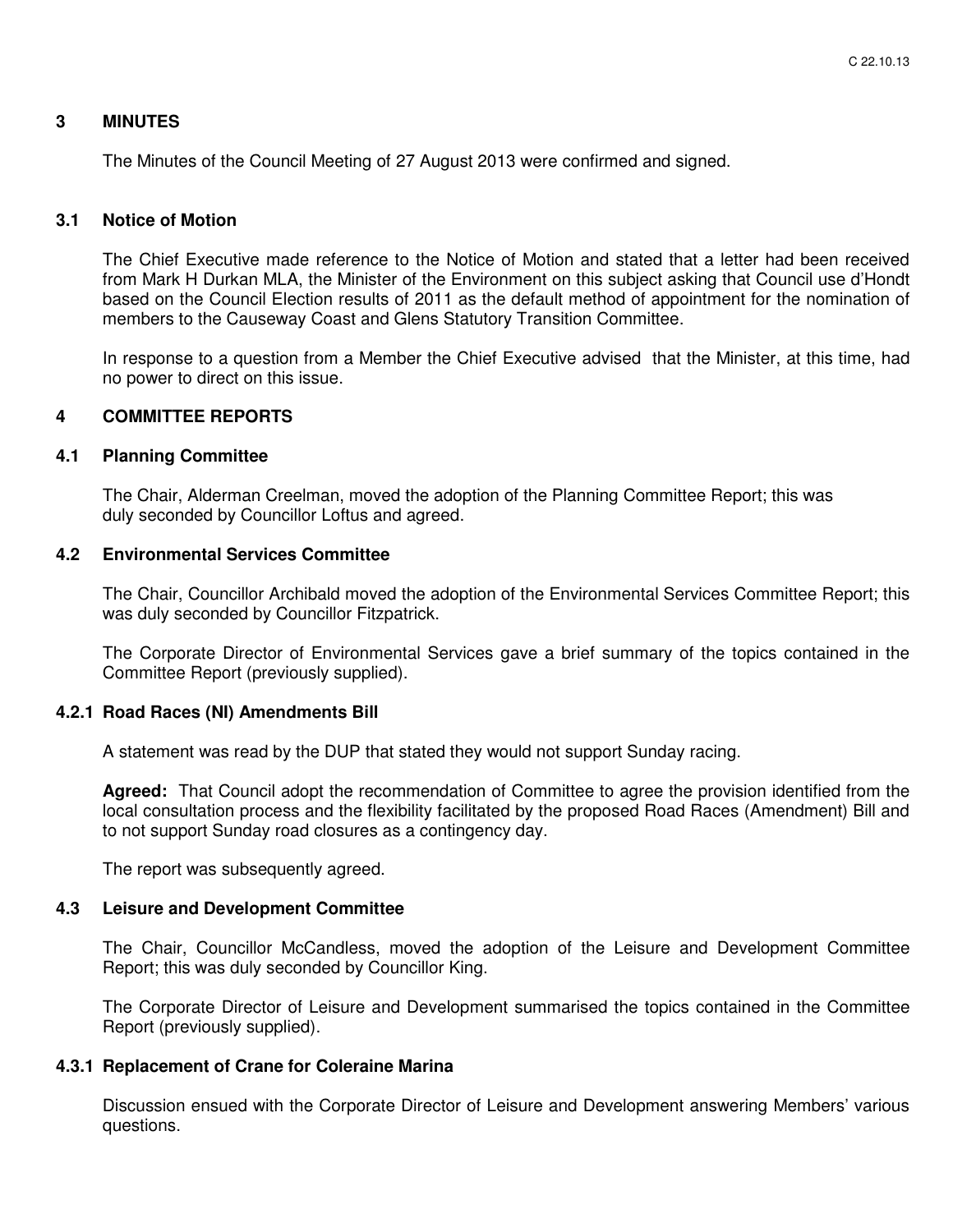## 3 MINUTES

The Minutes of the Council Meeting of 27 August 2013 were confirmed and signed.

### 3.1 Notice of Motion

The Chief Executive made reference to the Notice of Motion and stated that a letter had been received from Mark H Durkan MLA, the Minister of the Environment on this subject asking that Council use d'Hondt based on the Council Election results of 2011 as the default method of appointment for the nomination of members to the Causeway Coast and Glens Statutory Transition Committee.

In response to a question from a Member the Chief Executive advised that the Minister, at this time, had no power to direct on this issue.

## 4 COMMITTEE REPORTS

### 4.1 Planning Committee

The Chair, Alderman Creelman, moved the adoption of the Planning Committee Report; this was duly seconded by Councillor Loftus and agreed.

### 4.2 Environmental Services Committee

The Chair, Councillor Archibald moved the adoption of the Environmental Services Committee Report; this was duly seconded by Councillor Fitzpatrick.

The Corporate Director of Environmental Services gave a brief summary of the topics contained in the Committee Report (previously supplied).

#### 4.2.1 Road Races (NI) Amendments Bill

A statement was read by the DUP that stated they would not support Sunday racing.

**Agreed:** That Council adopt the recommendation of Committee to agree the provision identified from the local consultation process and the flexibility facilitated by the proposed Road Races (Amendment) Bill and to not support Sunday road closures as a contingency day.

The report was subsequently agreed.

### 4.3 Leisure and Development Committee

The Chair, Councillor McCandless, moved the adoption of the Leisure and Development Committee Report; this was duly seconded by Councillor King.

The Corporate Director of Leisure and Development summarised the topics contained in the Committee Report (previously supplied).

#### 4.3.1 Replacement of Crane for Coleraine Marina

Discussion ensued with the Corporate Director of Leisure and Development answering Members' various questions.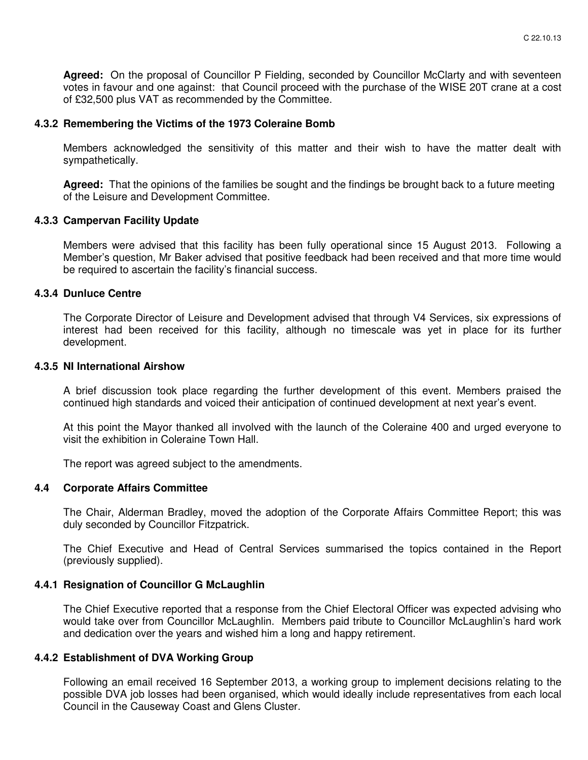**Agreed:** On the proposal of Councillor P Fielding, seconded by Councillor McClarty and with seventeen votes in favour and one against: that Council proceed with the purchase of the WISE 20T crane at a cost of £32,500 plus VAT as recommended by the Committee.

### 4.3.2 Remembering the Victims of the 1973 Coleraine Bomb

Members acknowledged the sensitivity of this matter and their wish to have the matter dealt with sympathetically.

**Agreed:** That the opinions of the families be sought and the findings be brought back to a future meeting of the Leisure and Development Committee.

### 4.3.3 Campervan Facility Update

Members were advised that this facility has been fully operational since 15 August 2013. Following a Member's question, Mr Baker advised that positive feedback had been received and that more time would be required to ascertain the facility's financial success.

### 4.3.4 Dunluce Centre

The Corporate Director of Leisure and Development advised that through V4 Services, six expressions of interest had been received for this facility, although no timescale was yet in place for its further development.

### 4.3.5 NI International Airshow

A brief discussion took place regarding the further development of this event. Members praised the continued high standards and voiced their anticipation of continued development at next year's event.

At this point the Mayor thanked all involved with the launch of the Coleraine 400 and urged everyone to visit the exhibition in Coleraine Town Hall.

The report was agreed subject to the amendments.

## 4.4 Corporate Affairs Committee

The Chair, Alderman Bradley, moved the adoption of the Corporate Affairs Committee Report; this was duly seconded by Councillor Fitzpatrick.

The Chief Executive and Head of Central Services summarised the topics contained in the Report (previously supplied).

### 4.4.1 Resignation of Councillor G McLaughlin

The Chief Executive reported that a response from the Chief Electoral Officer was expected advising who would take over from Councillor McLaughlin. Members paid tribute to Councillor McLaughlin's hard work and dedication over the years and wished him a long and happy retirement.

### 4.4.2 Establishment of DVA Working Group

Following an email received 16 September 2013, a working group to implement decisions relating to the possible DVA job losses had been organised, which would ideally include representatives from each local Council in the Causeway Coast and Glens Cluster.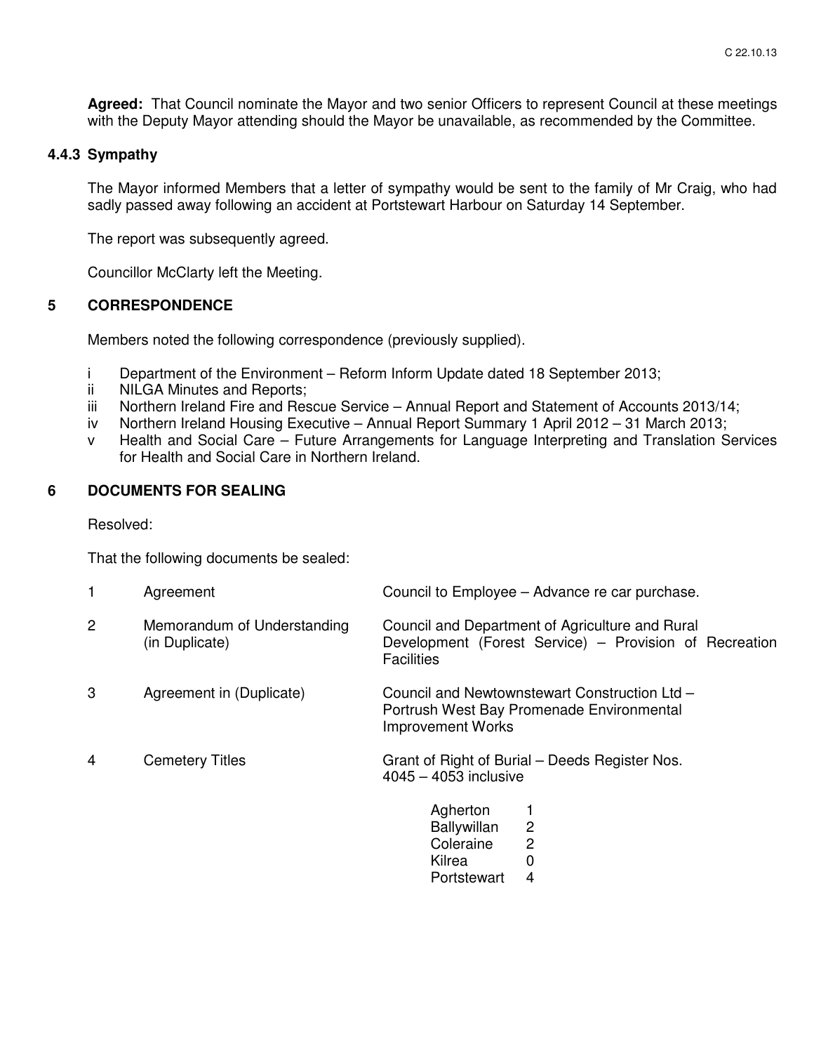**Agreed:** That Council nominate the Mayor and two senior Officers to represent Council at these meetings with the Deputy Mayor attending should the Mayor be unavailable, as recommended by the Committee.

### 4.4.3 Sympathy

The Mayor informed Members that a letter of sympathy would be sent to the family of Mr Craig, who had sadly passed away following an accident at Portstewart Harbour on Saturday 14 September.

The report was subsequently agreed.

Councillor McClarty left the Meeting.

## 5 CORRESPONDENCE

Members noted the following correspondence (previously supplied).

- i Department of the Environment – Reform Inform Update dated 18 September 2013;
- ii NILGA Minutes and Reports;
- iii Northern Ireland Fire and Rescue Service – Annual Report and Statement of Accounts 2013/14;
- iv Northern Ireland Housing Executive – Annual Report Summary 1 April 2012 – 31 March 2013;
- v Health and Social Care – Future Arrangements for Language Interpreting and Translation Services for Health and Social Care in Northern Ireland.

## 6 DOCUMENTS FOR SEALING

Resolved:

That the following documents be sealed:

| | | |
|---|---|---|
| 1 | Agreement | Council to Employee – Advance re car purchase. |
| 2 | Memorandum of Understanding (in Duplicate) | Council and Department of Agriculture and Rural Development (Forest Service) – Provision of Recreation Facilities |
| 3 | Agreement in (Duplicate) | Council and Newtownstewart Construction Ltd – Portrush West Bay Promenade Environmental Improvement Works |
| 4 | Cemetery Titles | Grant of Right of Burial – Deeds Register Nos. 4045 – 4053 inclusive |

| | |
|---|---|
| Agherton | 1 |
| Ballywillan | 2 |
| Coleraine | 2 |
| Kilrea | 0 |
| Portstewart | 4 |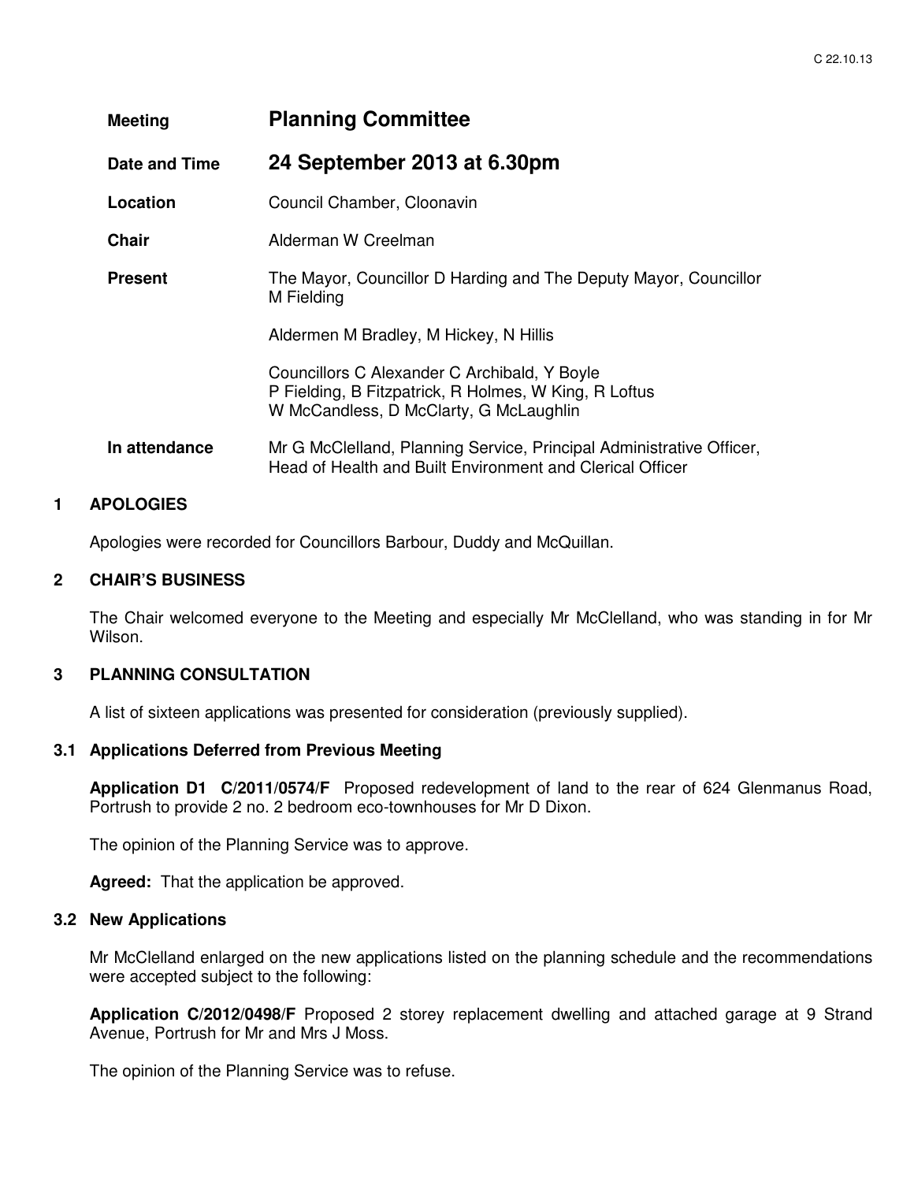| | |
|---|---|
| **Meeting** | **Planning Committee** |
| **Date and Time** | **24 September 2013 at 6.30pm** |
| **Location** | Council Chamber, Cloonavin |
| **Chair** | Alderman W Creelman |
| **Present** | The Mayor, Councillor D Harding and The Deputy Mayor, Councillor M Fielding<br><br>Aldermen M Bradley, M Hickey, N Hillis<br><br>Councillors C Alexander C Archibald, Y Boyle P Fielding, B Fitzpatrick, R Holmes, W King, R Loftus W McCandless, D McClarty, G McLaughlin |
| **In attendance** | Mr G McClelland, Planning Service, Principal Administrative Officer, Head of Health and Built Environment and Clerical Officer |

## 1 APOLOGIES

Apologies were recorded for Councillors Barbour, Duddy and McQuillan.

## 2 CHAIR'S BUSINESS

The Chair welcomed everyone to the Meeting and especially Mr McClelland, who was standing in for Mr Wilson.

## 3 PLANNING CONSULTATION

A list of sixteen applications was presented for consideration (previously supplied).

### 3.1 Applications Deferred from Previous Meeting

**Application D1 C/2011/0574/F** Proposed redevelopment of land to the rear of 624 Glenmanus Road, Portrush to provide 2 no. 2 bedroom eco-townhouses for Mr D Dixon.

The opinion of the Planning Service was to approve.

**Agreed:** That the application be approved.

### 3.2 New Applications

Mr McClelland enlarged on the new applications listed on the planning schedule and the recommendations were accepted subject to the following:

**Application C/2012/0498/F** Proposed 2 storey replacement dwelling and attached garage at 9 Strand Avenue, Portrush for Mr and Mrs J Moss.

The opinion of the Planning Service was to refuse.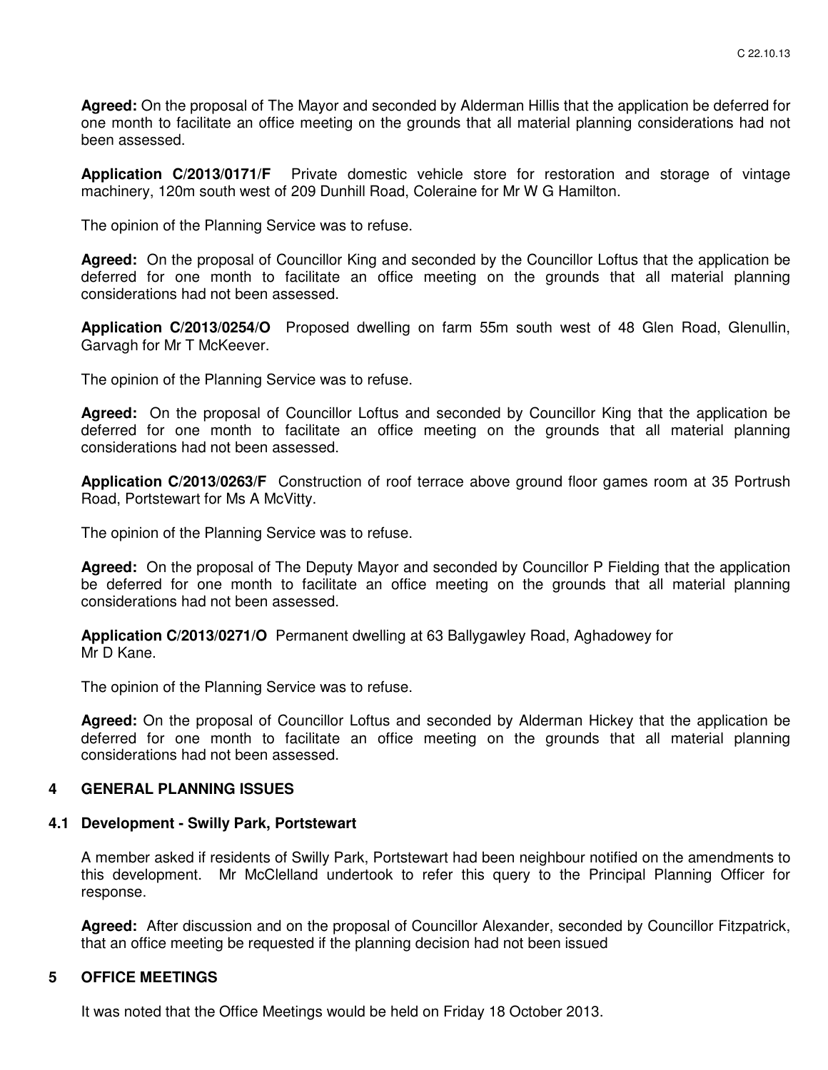**Agreed:** On the proposal of The Mayor and seconded by Alderman Hillis that the application be deferred for one month to facilitate an office meeting on the grounds that all material planning considerations had not been assessed.

**Application C/2013/0171/F** Private domestic vehicle store for restoration and storage of vintage machinery, 120m south west of 209 Dunhill Road, Coleraine for Mr W G Hamilton.

The opinion of the Planning Service was to refuse.

**Agreed:** On the proposal of Councillor King and seconded by the Councillor Loftus that the application be deferred for one month to facilitate an office meeting on the grounds that all material planning considerations had not been assessed.

**Application C/2013/0254/O** Proposed dwelling on farm 55m south west of 48 Glen Road, Glenullin, Garvagh for Mr T McKeever.

The opinion of the Planning Service was to refuse.

**Agreed:** On the proposal of Councillor Loftus and seconded by Councillor King that the application be deferred for one month to facilitate an office meeting on the grounds that all material planning considerations had not been assessed.

**Application C/2013/0263/F** Construction of roof terrace above ground floor games room at 35 Portrush Road, Portstewart for Ms A McVitty.

The opinion of the Planning Service was to refuse.

**Agreed:** On the proposal of The Deputy Mayor and seconded by Councillor P Fielding that the application be deferred for one month to facilitate an office meeting on the grounds that all material planning considerations had not been assessed.

**Application C/2013/0271/O** Permanent dwelling at 63 Ballygawley Road, Aghadowey for Mr D Kane.

The opinion of the Planning Service was to refuse.

**Agreed:** On the proposal of Councillor Loftus and seconded by Alderman Hickey that the application be deferred for one month to facilitate an office meeting on the grounds that all material planning considerations had not been assessed.

## 4 GENERAL PLANNING ISSUES

### 4.1 Development - Swilly Park, Portstewart

A member asked if residents of Swilly Park, Portstewart had been neighbour notified on the amendments to this development. Mr McClelland undertook to refer this query to the Principal Planning Officer for response.

**Agreed:** After discussion and on the proposal of Councillor Alexander, seconded by Councillor Fitzpatrick, that an office meeting be requested if the planning decision had not been issued

## 5 OFFICE MEETINGS

It was noted that the Office Meetings would be held on Friday 18 October 2013.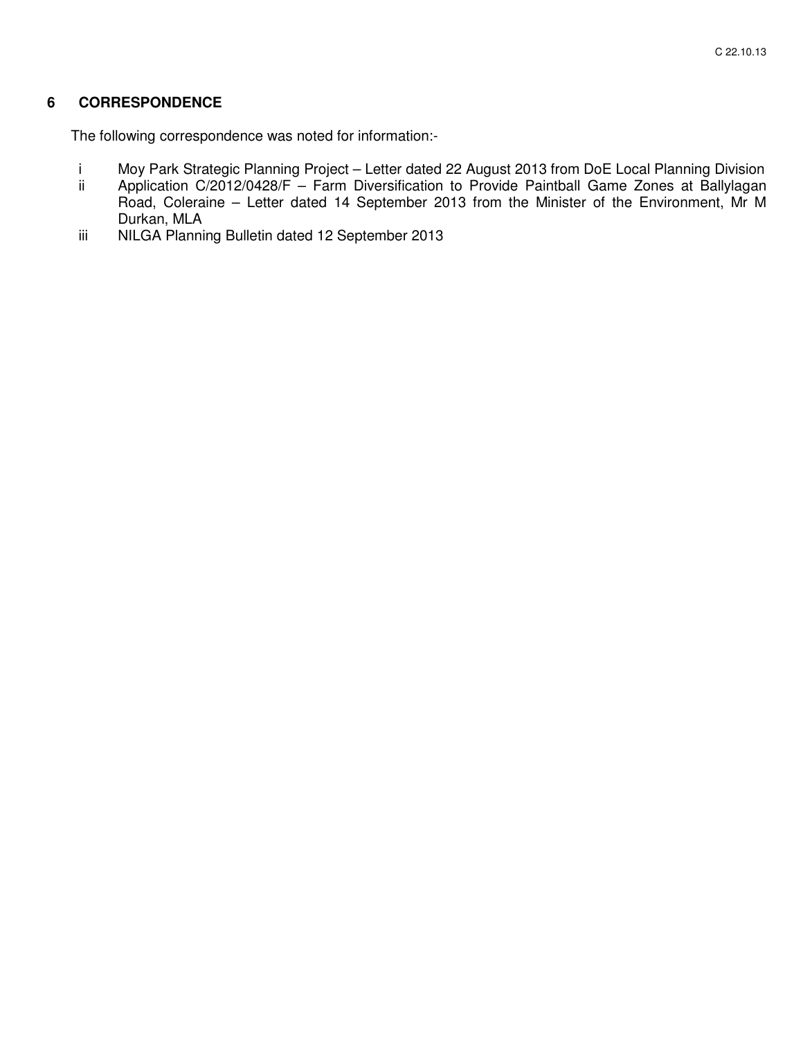## 6 CORRESPONDENCE

The following correspondence was noted for information:-

i Moy Park Strategic Planning Project – Letter dated 22 August 2013 from DoE Local Planning Division

ii Application C/2012/0428/F – Farm Diversification to Provide Paintball Game Zones at Ballylagan Road, Coleraine – Letter dated 14 September 2013 from the Minister of the Environment, Mr M Durkan, MLA

iii NILGA Planning Bulletin dated 12 September 2013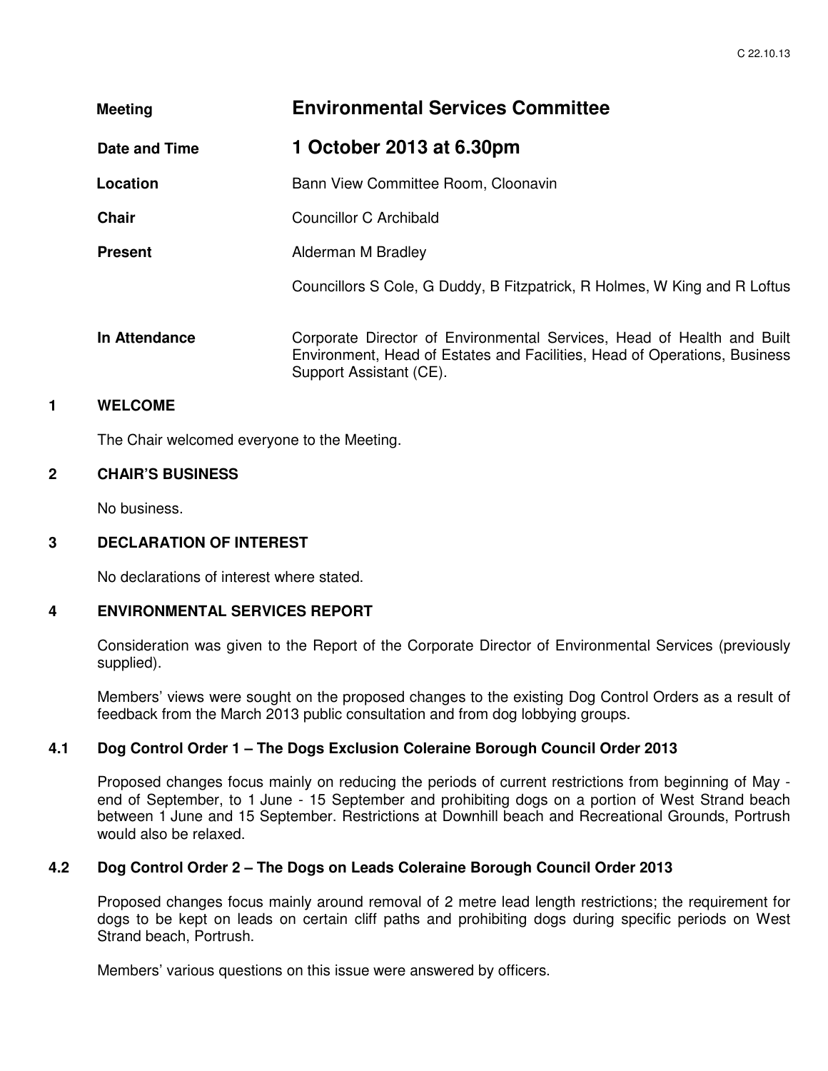| | |
|---|---|
| **Meeting** | **Environmental Services Committee** |
| **Date and Time** | **1 October 2013 at 6.30pm** |
| **Location** | Bann View Committee Room, Cloonavin |
| **Chair** | Councillor C Archibald |
| **Present** | Alderman M Bradley<br><br>Councillors S Cole, G Duddy, B Fitzpatrick, R Holmes, W King and R Loftus |
| **In Attendance** | Corporate Director of Environmental Services, Head of Health and Built Environment, Head of Estates and Facilities, Head of Operations, Business Support Assistant (CE). |

## 1 WELCOME

The Chair welcomed everyone to the Meeting.

## 2 CHAIR'S BUSINESS

No business.

## 3 DECLARATION OF INTEREST

No declarations of interest where stated.

## 4 ENVIRONMENTAL SERVICES REPORT

Consideration was given to the Report of the Corporate Director of Environmental Services (previously supplied).

Members' views were sought on the proposed changes to the existing Dog Control Orders as a result of feedback from the March 2013 public consultation and from dog lobbying groups.

### 4.1 Dog Control Order 1 – The Dogs Exclusion Coleraine Borough Council Order 2013

Proposed changes focus mainly on reducing the periods of current restrictions from beginning of May - end of September, to 1 June - 15 September and prohibiting dogs on a portion of West Strand beach between 1 June and 15 September. Restrictions at Downhill beach and Recreational Grounds, Portrush would also be relaxed.

### 4.2 Dog Control Order 2 – The Dogs on Leads Coleraine Borough Council Order 2013

Proposed changes focus mainly around removal of 2 metre lead length restrictions; the requirement for dogs to be kept on leads on certain cliff paths and prohibiting dogs during specific periods on West Strand beach, Portrush.

Members' various questions on this issue were answered by officers.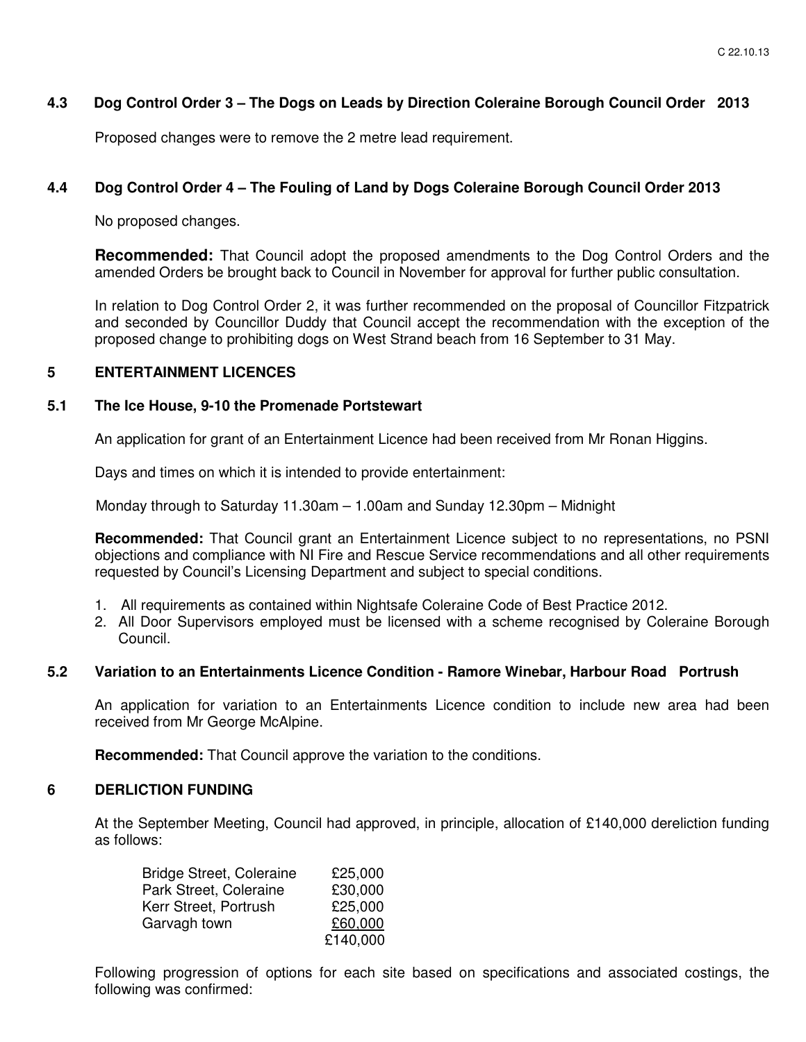### 4.3 Dog Control Order 3 – The Dogs on Leads by Direction Coleraine Borough Council Order 2013

Proposed changes were to remove the 2 metre lead requirement.

### 4.4 Dog Control Order 4 – The Fouling of Land by Dogs Coleraine Borough Council Order 2013

No proposed changes.

**Recommended:** That Council adopt the proposed amendments to the Dog Control Orders and the amended Orders be brought back to Council in November for approval for further public consultation.

In relation to Dog Control Order 2, it was further recommended on the proposal of Councillor Fitzpatrick and seconded by Councillor Duddy that Council accept the recommendation with the exception of the proposed change to prohibiting dogs on West Strand beach from 16 September to 31 May.

## 5 ENTERTAINMENT LICENCES

### 5.1 The Ice House, 9-10 the Promenade Portstewart

An application for grant of an Entertainment Licence had been received from Mr Ronan Higgins.

Days and times on which it is intended to provide entertainment:

Monday through to Saturday 11.30am – 1.00am and Sunday 12.30pm – Midnight

**Recommended:** That Council grant an Entertainment Licence subject to no representations, no PSNI objections and compliance with NI Fire and Rescue Service recommendations and all other requirements requested by Council's Licensing Department and subject to special conditions.

1. All requirements as contained within Nightsafe Coleraine Code of Best Practice 2012.
2. All Door Supervisors employed must be licensed with a scheme recognised by Coleraine Borough Council.

### 5.2 Variation to an Entertainments Licence Condition - Ramore Winebar, Harbour Road Portrush

An application for variation to an Entertainments Licence condition to include new area had been received from Mr George McAlpine.

**Recommended:** That Council approve the variation to the conditions.

## 6 DERLICTION FUNDING

At the September Meeting, Council had approved, in principle, allocation of £140,000 dereliction funding as follows:

| | |
|---|---|
| Bridge Street, Coleraine | £25,000 |
| Park Street, Coleraine | £30,000 |
| Kerr Street, Portrush | £25,000 |
| Garvagh town | £60,000 |
| | £140,000 |

Following progression of options for each site based on specifications and associated costings, the following was confirmed: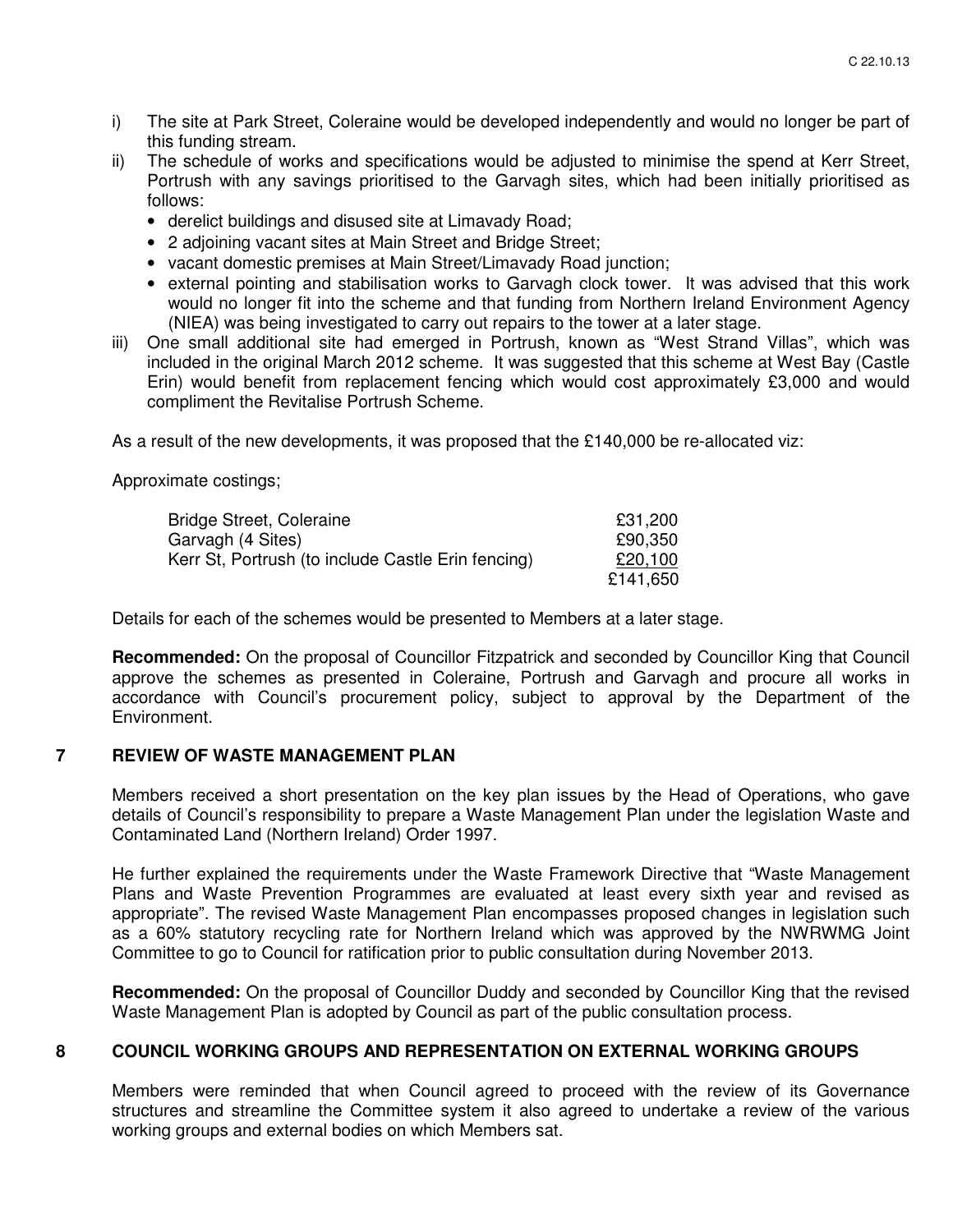i) The site at Park Street, Coleraine would be developed independently and would no longer be part of this funding stream.

ii) The schedule of works and specifications would be adjusted to minimise the spend at Kerr Street, Portrush with any savings prioritised to the Garvagh sites, which had been initially prioritised as follows:
   - derelict buildings and disused site at Limavady Road;
   - 2 adjoining vacant sites at Main Street and Bridge Street;
   - vacant domestic premises at Main Street/Limavady Road junction;
   - external pointing and stabilisation works to Garvagh clock tower. It was advised that this work would no longer fit into the scheme and that funding from Northern Ireland Environment Agency (NIEA) was being investigated to carry out repairs to the tower at a later stage.

iii) One small additional site had emerged in Portrush, known as "West Strand Villas", which was included in the original March 2012 scheme. It was suggested that this scheme at West Bay (Castle Erin) would benefit from replacement fencing which would cost approximately £3,000 and would compliment the Revitalise Portrush Scheme.

As a result of the new developments, it was proposed that the £140,000 be re-allocated viz:

Approximate costings;

| | |
|---|---|
| Bridge Street, Coleraine | £31,200 |
| Garvagh (4 Sites) | £90,350 |
| Kerr St, Portrush (to include Castle Erin fencing) | £20,100 |
| | £141,650 |

Details for each of the schemes would be presented to Members at a later stage.

**Recommended:** On the proposal of Councillor Fitzpatrick and seconded by Councillor King that Council approve the schemes as presented in Coleraine, Portrush and Garvagh and procure all works in accordance with Council's procurement policy, subject to approval by the Department of the Environment.

## 7 REVIEW OF WASTE MANAGEMENT PLAN

Members received a short presentation on the key plan issues by the Head of Operations, who gave details of Council's responsibility to prepare a Waste Management Plan under the legislation Waste and Contaminated Land (Northern Ireland) Order 1997.

He further explained the requirements under the Waste Framework Directive that "Waste Management Plans and Waste Prevention Programmes are evaluated at least every sixth year and revised as appropriate". The revised Waste Management Plan encompasses proposed changes in legislation such as a 60% statutory recycling rate for Northern Ireland which was approved by the NWRWMG Joint Committee to go to Council for ratification prior to public consultation during November 2013.

**Recommended:** On the proposal of Councillor Duddy and seconded by Councillor King that the revised Waste Management Plan is adopted by Council as part of the public consultation process.

## 8 COUNCIL WORKING GROUPS AND REPRESENTATION ON EXTERNAL WORKING GROUPS

Members were reminded that when Council agreed to proceed with the review of its Governance structures and streamline the Committee system it also agreed to undertake a review of the various working groups and external bodies on which Members sat.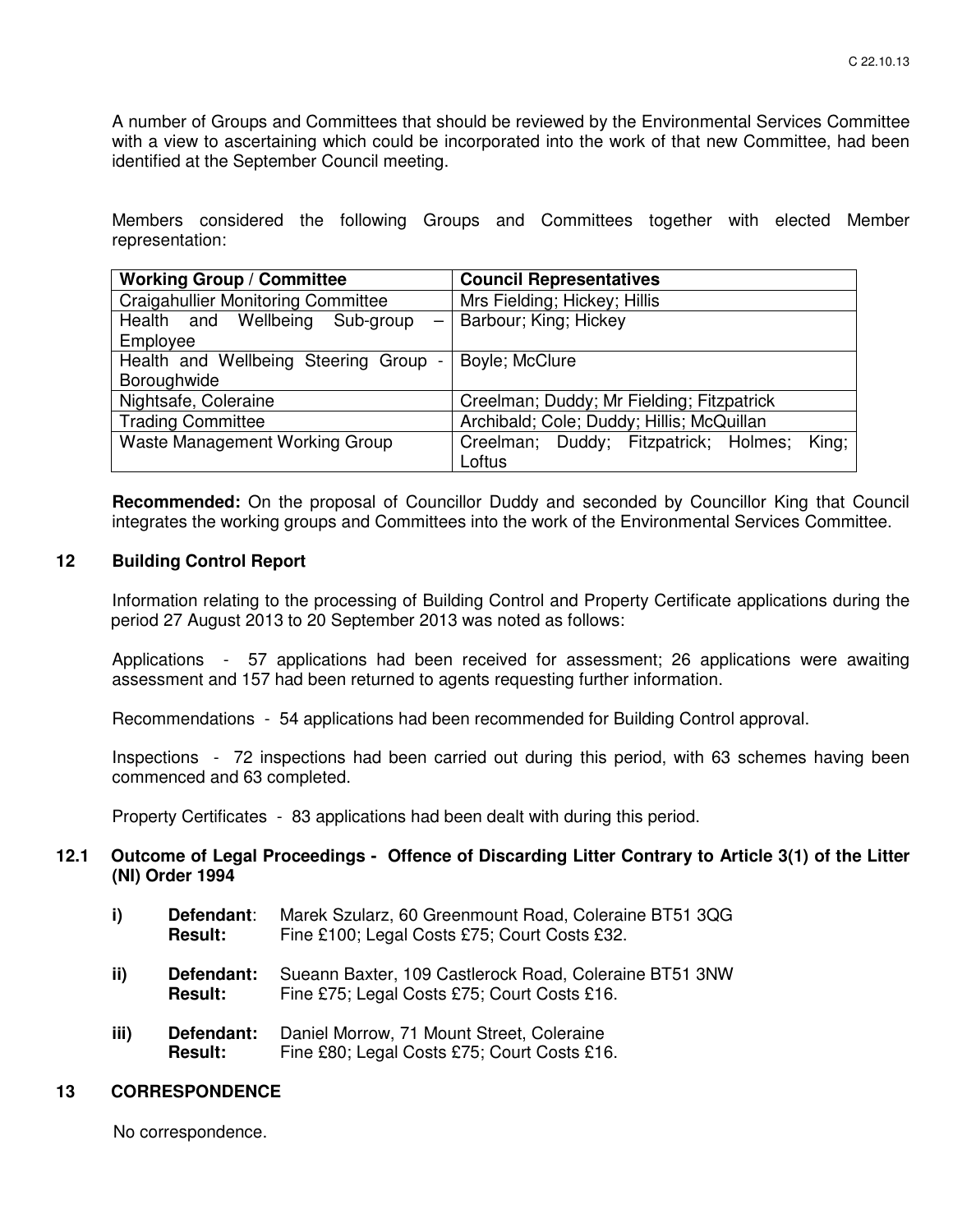A number of Groups and Committees that should be reviewed by the Environmental Services Committee with a view to ascertaining which could be incorporated into the work of that new Committee, had been identified at the September Council meeting.

Members considered the following Groups and Committees together with elected Member representation:

| Working Group / Committee | Council Representatives |
|---|---|
| Craigahullier Monitoring Committee | Mrs Fielding; Hickey; Hillis |
| Health and Wellbeing Sub-group – Employee | Barbour; King; Hickey |
| Health and Wellbeing Steering Group - Boroughwide | Boyle; McClure |
| Nightsafe, Coleraine | Creelman; Duddy; Mr Fielding; Fitzpatrick |
| Trading Committee | Archibald; Cole; Duddy; Hillis; McQuillan |
| Waste Management Working Group | Creelman; Duddy; Fitzpatrick; Holmes; King; Loftus |

**Recommended:** On the proposal of Councillor Duddy and seconded by Councillor King that Council integrates the working groups and Committees into the work of the Environmental Services Committee.

## 12 Building Control Report

Information relating to the processing of Building Control and Property Certificate applications during the period 27 August 2013 to 20 September 2013 was noted as follows:

Applications - 57 applications had been received for assessment; 26 applications were awaiting assessment and 157 had been returned to agents requesting further information.

Recommendations - 54 applications had been recommended for Building Control approval.

Inspections - 72 inspections had been carried out during this period, with 63 schemes having been commenced and 63 completed.

Property Certificates - 83 applications had been dealt with during this period.

### 12.1 Outcome of Legal Proceedings - Offence of Discarding Litter Contrary to Article 3(1) of the Litter (NI) Order 1994

**i)** **Defendant**: Marek Szularz, 60 Greenmount Road, Coleraine BT51 3QG
**Result:** Fine £100; Legal Costs £75; Court Costs £32.

**ii)** **Defendant:** Sueann Baxter, 109 Castlerock Road, Coleraine BT51 3NW
**Result:** Fine £75; Legal Costs £75; Court Costs £16.

**iii)** **Defendant:** Daniel Morrow, 71 Mount Street, Coleraine
**Result:** Fine £80; Legal Costs £75; Court Costs £16.

## 13 CORRESPONDENCE

No correspondence.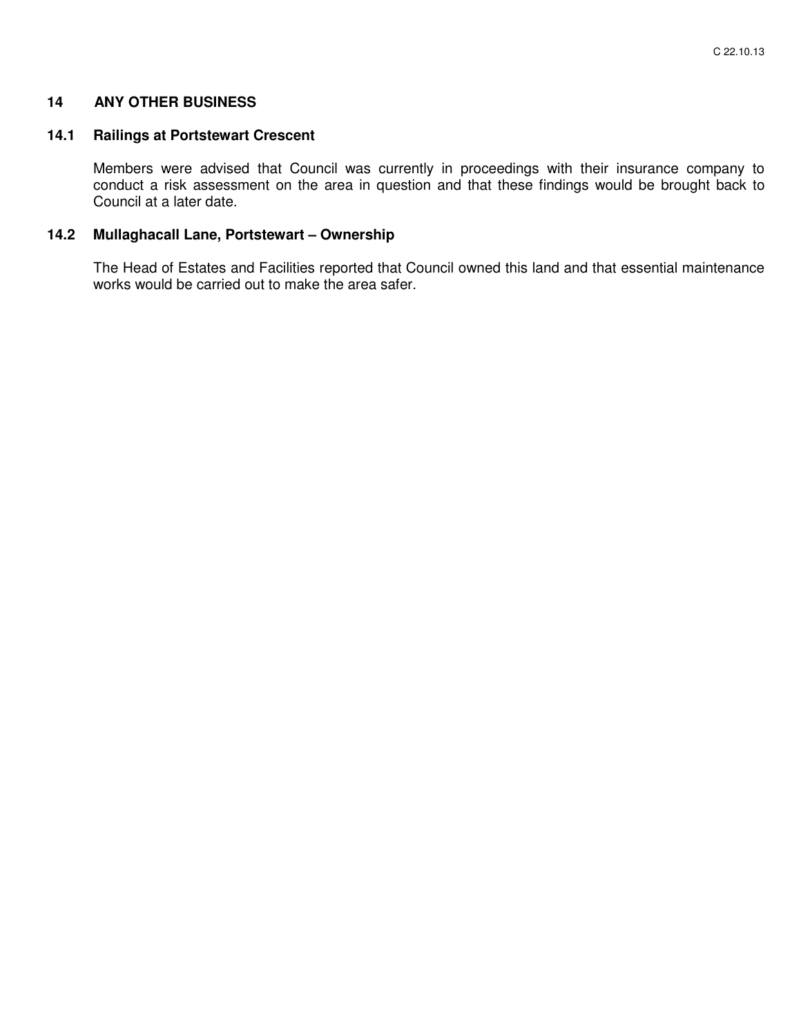## 14 ANY OTHER BUSINESS

### 14.1 Railings at Portstewart Crescent

Members were advised that Council was currently in proceedings with their insurance company to conduct a risk assessment on the area in question and that these findings would be brought back to Council at a later date.

### 14.2 Mullaghacall Lane, Portstewart – Ownership

The Head of Estates and Facilities reported that Council owned this land and that essential maintenance works would be carried out to make the area safer.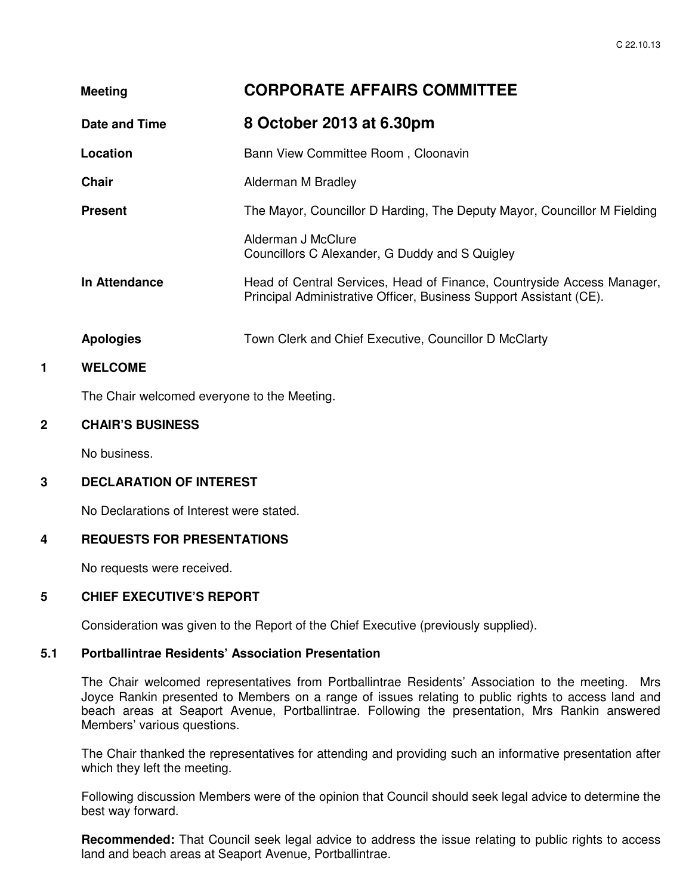| | |
|---|---|
| **Meeting** | **CORPORATE AFFAIRS COMMITTEE** |
| **Date and Time** | **8 October 2013 at 6.30pm** |
| **Location** | Bann View Committee Room , Cloonavin |
| **Chair** | Alderman M Bradley |
| **Present** | The Mayor, Councillor D Harding, The Deputy Mayor, Councillor M Fielding<br><br>Alderman J McClure<br>Councillors C Alexander, G Duddy and S Quigley |
| **In Attendance** | Head of Central Services, Head of Finance, Countryside Access Manager, Principal Administrative Officer, Business Support Assistant (CE). |
| **Apologies** | Town Clerk and Chief Executive, Councillor D McClarty |

**1 WELCOME**

The Chair welcomed everyone to the Meeting.

**2 CHAIR'S BUSINESS**

No business.

**3 DECLARATION OF INTEREST**

No Declarations of Interest were stated.

**4 REQUESTS FOR PRESENTATIONS**

No requests were received.

**5 CHIEF EXECUTIVE'S REPORT**

Consideration was given to the Report of the Chief Executive (previously supplied).

**5.1 Portballintrae Residents' Association Presentation**

The Chair welcomed representatives from Portballintrae Residents' Association to the meeting. Mrs Joyce Rankin presented to Members on a range of issues relating to public rights to access land and beach areas at Seaport Avenue, Portballintrae. Following the presentation, Mrs Rankin answered Members' various questions.

The Chair thanked the representatives for attending and providing such an informative presentation after which they left the meeting.

Following discussion Members were of the opinion that Council should seek legal advice to determine the best way forward.

**Recommended:** That Council seek legal advice to address the issue relating to public rights to access land and beach areas at Seaport Avenue, Portballintrae.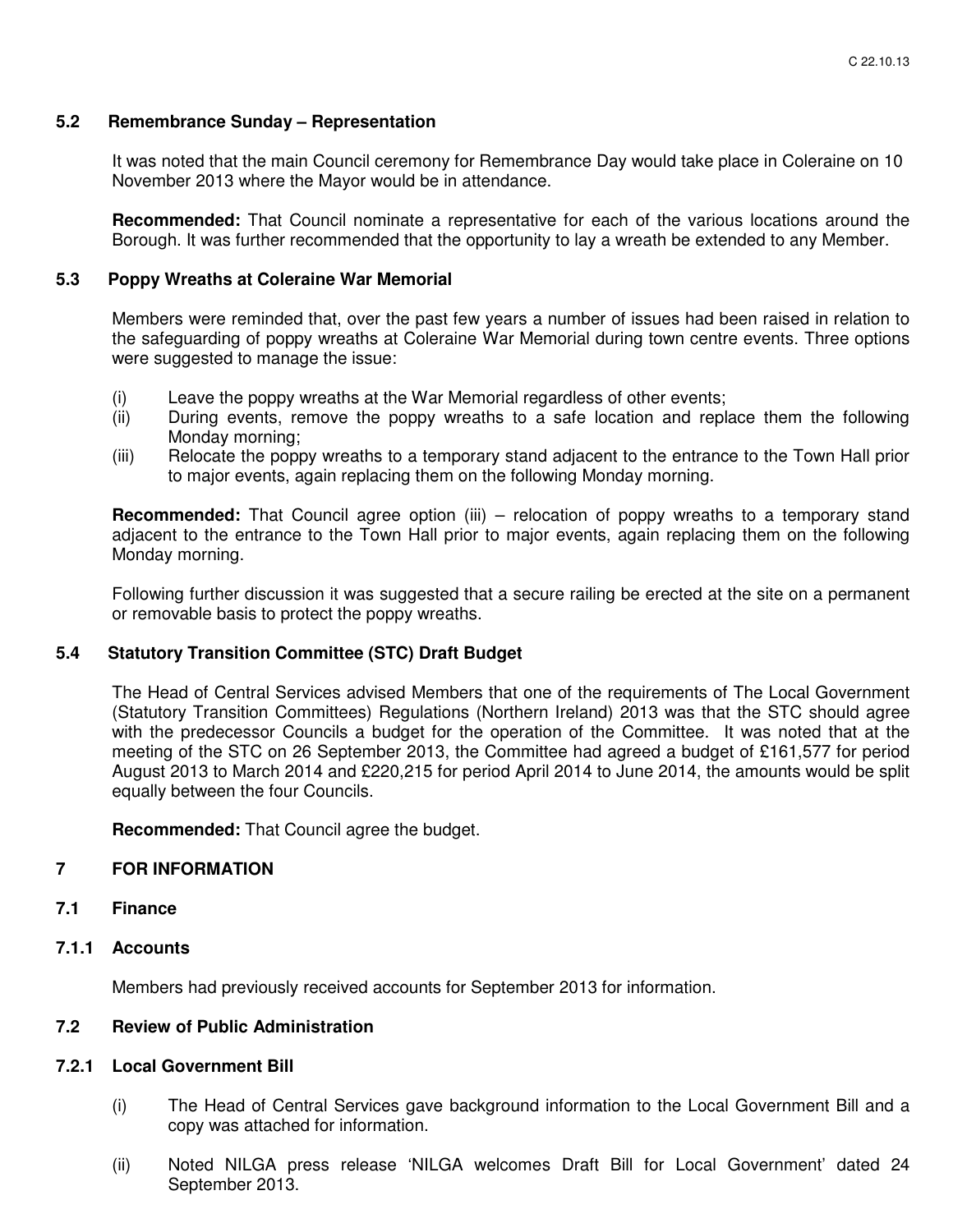### 5.2 Remembrance Sunday – Representation

It was noted that the main Council ceremony for Remembrance Day would take place in Coleraine on 10 November 2013 where the Mayor would be in attendance.

**Recommended:** That Council nominate a representative for each of the various locations around the Borough. It was further recommended that the opportunity to lay a wreath be extended to any Member.

### 5.3 Poppy Wreaths at Coleraine War Memorial

Members were reminded that, over the past few years a number of issues had been raised in relation to the safeguarding of poppy wreaths at Coleraine War Memorial during town centre events. Three options were suggested to manage the issue:

(i) Leave the poppy wreaths at the War Memorial regardless of other events;
(ii) During events, remove the poppy wreaths to a safe location and replace them the following Monday morning;
(iii) Relocate the poppy wreaths to a temporary stand adjacent to the entrance to the Town Hall prior to major events, again replacing them on the following Monday morning.

**Recommended:** That Council agree option (iii) – relocation of poppy wreaths to a temporary stand adjacent to the entrance to the Town Hall prior to major events, again replacing them on the following Monday morning.

Following further discussion it was suggested that a secure railing be erected at the site on a permanent or removable basis to protect the poppy wreaths.

### 5.4 Statutory Transition Committee (STC) Draft Budget

The Head of Central Services advised Members that one of the requirements of The Local Government (Statutory Transition Committees) Regulations (Northern Ireland) 2013 was that the STC should agree with the predecessor Councils a budget for the operation of the Committee. It was noted that at the meeting of the STC on 26 September 2013, the Committee had agreed a budget of £161,577 for period August 2013 to March 2014 and £220,215 for period April 2014 to June 2014, the amounts would be split equally between the four Councils.

**Recommended:** That Council agree the budget.

## 7 FOR INFORMATION

### 7.1 Finance

#### 7.1.1 Accounts

Members had previously received accounts for September 2013 for information.

### 7.2 Review of Public Administration

#### 7.2.1 Local Government Bill

(i) The Head of Central Services gave background information to the Local Government Bill and a copy was attached for information.

(ii) Noted NILGA press release 'NILGA welcomes Draft Bill for Local Government' dated 24 September 2013.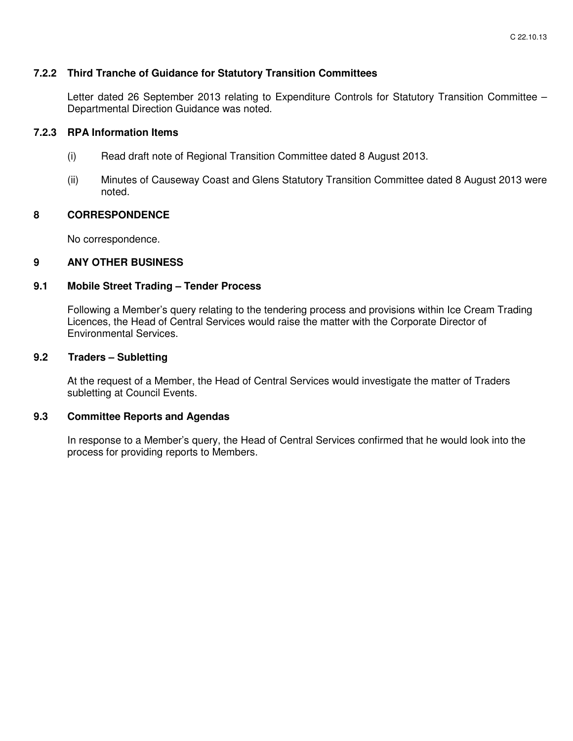### 7.2.2 Third Tranche of Guidance for Statutory Transition Committees

Letter dated 26 September 2013 relating to Expenditure Controls for Statutory Transition Committee – Departmental Direction Guidance was noted.

### 7.2.3 RPA Information Items

(i) Read draft note of Regional Transition Committee dated 8 August 2013.

(ii) Minutes of Causeway Coast and Glens Statutory Transition Committee dated 8 August 2013 were noted.

## 8 CORRESPONDENCE

No correspondence.

## 9 ANY OTHER BUSINESS

### 9.1 Mobile Street Trading – Tender Process

Following a Member's query relating to the tendering process and provisions within Ice Cream Trading Licences, the Head of Central Services would raise the matter with the Corporate Director of Environmental Services.

### 9.2 Traders – Subletting

At the request of a Member, the Head of Central Services would investigate the matter of Traders subletting at Council Events.

### 9.3 Committee Reports and Agendas

In response to a Member's query, the Head of Central Services confirmed that he would look into the process for providing reports to Members.